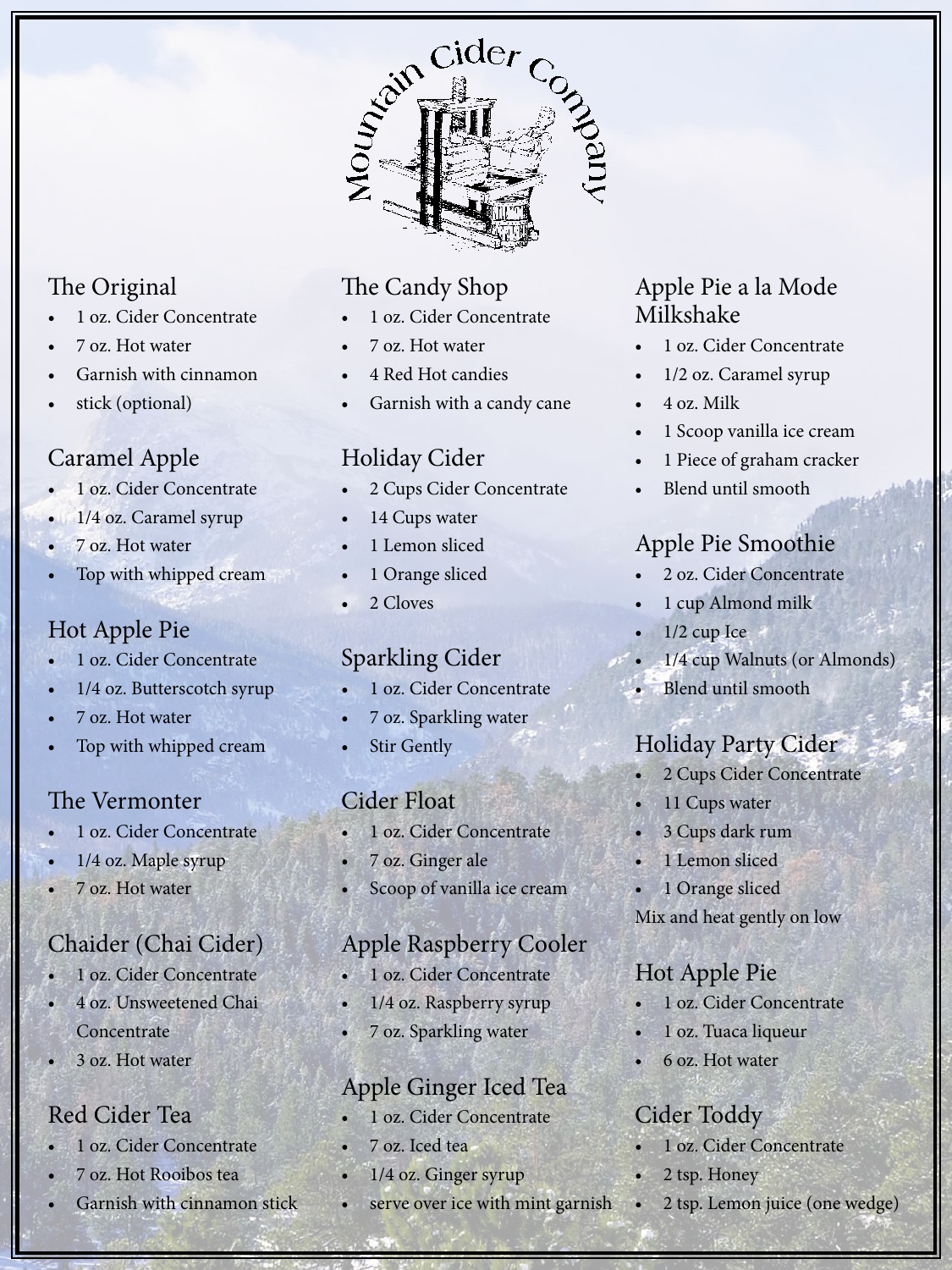# Mountain Cider Company

## The Original

- 1 oz. Cider Concentrate
- 7 oz. Hot water
- Garnish with cinnamon
- stick (optional)

## Caramel Apple

- 1 oz. Cider Concentrate
- 1/4 oz. Caramel syrup
- 7 oz. Hot water
- Top with whipped cream

## Hot Apple Pie

- 1 oz. Cider Concentrate
- 1/4 oz. Butterscotch syrup
- 7 oz. Hot water
- Top with whipped cream

## The Vermonter

- 1 oz. Cider Concentrate
- 1/4 oz. Maple syrup
- 7 oz. Hot water

## Chaider (Chai Cider)

- 1 oz. Cider Concentrate
- 4 oz. Unsweetened Chai Concentrate
- 3 oz. Hot water

## Red Cider Tea

- 1 oz. Cider Concentrate
- 7 oz. Hot Rooibos tea
- Garnish with cinnamon stick

## The Candy Shop

- 1 oz. Cider Concentrate
- 7 oz. Hot water
- 4 Red Hot candies
- Garnish with a candy cane

## Holiday Cider

- 2 Cups Cider Concentrate
- 14 Cups water
- 1 Lemon sliced
- 1 Orange sliced
- 2 Cloves

## Sparkling Cider

- 1 oz. Cider Concentrate
- 7 oz. Sparkling water
- Stir Gently

## Cider Float

- 1 oz. Cider Concentrate
- 7 oz. Ginger ale
- Scoop of vanilla ice cream

## Apple Raspberry Cooler

- 1 oz. Cider Concentrate
- 1/4 oz. Raspberry syrup
- 7 oz. Sparkling water

## Apple Ginger Iced Tea

- 1 oz. Cider Concentrate
- 7 oz. Iced tea
- 1/4 oz. Ginger syrup
- serve over ice with mint garnish

## Apple Pie a la Mode Milkshake

- 1 oz. Cider Concentrate
- 1/2 oz. Caramel syrup
- 4 oz. Milk
- 1 Scoop vanilla ice cream
- 1 Piece of graham cracker
- Blend until smooth

## Apple Pie Smoothie

- 2 oz. Cider Concentrate
- 1 cup Almond milk
- 1/2 cup Ice
- 1/4 cup Walnuts (or Almonds)
- Blend until smooth

## Holiday Party Cider

- 2 Cups Cider Concentrate
- 11 Cups water
- 3 Cups dark rum
- 1 Lemon sliced
- 1 Orange sliced

Mix and heat gently on low

## Hot Apple Pie

- 1 oz. Cider Concentrate
- 1 oz. Tuaca liqueur
- 6 oz. Hot water

## Cider Toddy

- 1 oz. Cider Concentrate
- 2 tsp. Honey
- 2 tsp. Lemon juice (one wedge)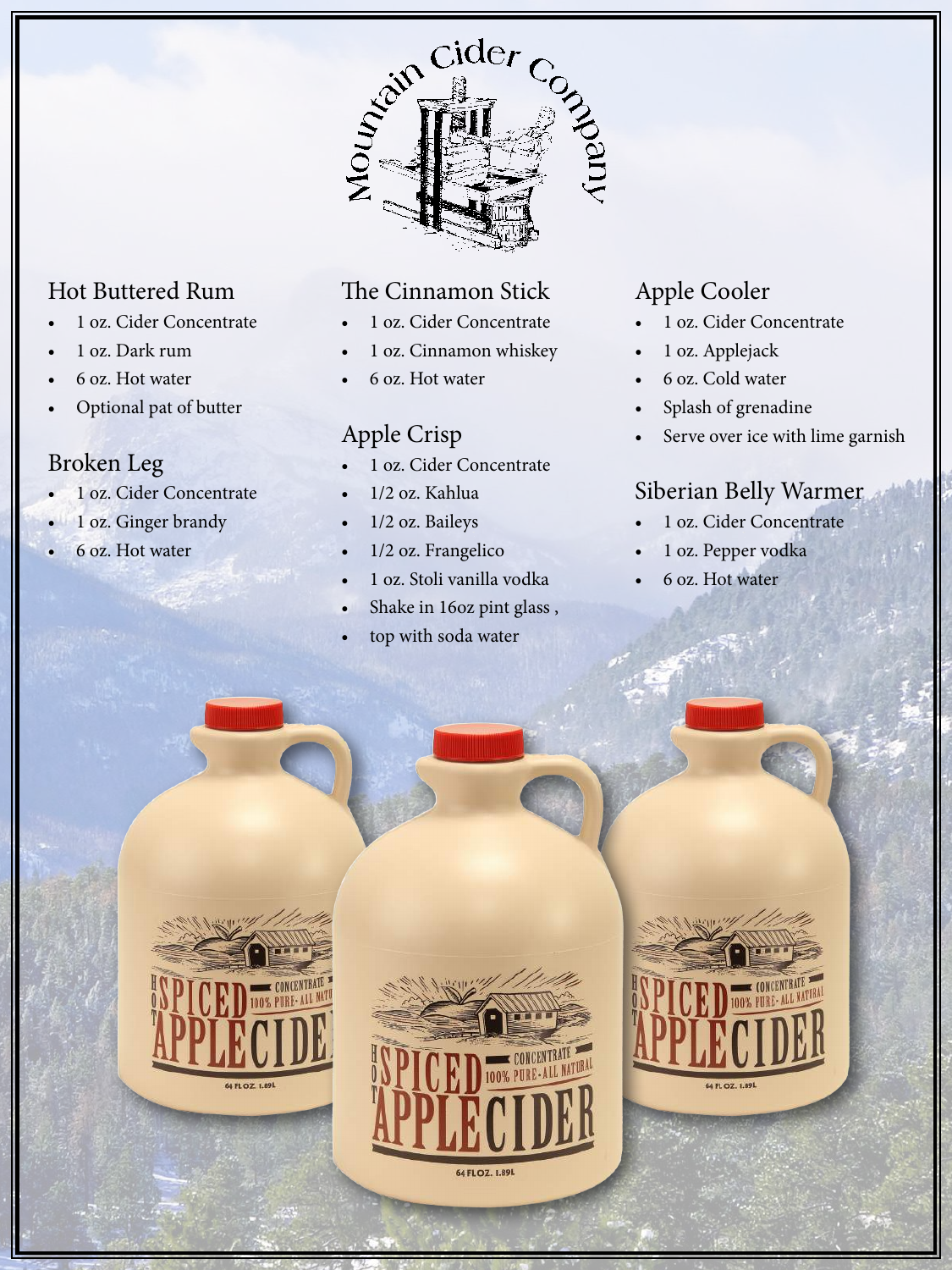# Mountain Cider Company

## Hot Buttered Rum

- 1 oz. Cider Concentrate
- 1 oz. Dark rum
- 6 oz. Hot water
- Optional pat of butter

## Broken Leg

- 1 oz. Cider Concentrate
- 1 oz. Ginger brandy
- 6 oz. Hot water

## The Cinnamon Stick

- 1 oz. Cider Concentrate
- 1 oz. Cinnamon whiskey
- 6 oz. Hot water

## Apple Crisp

- 1 oz. Cider Concentrate
- 1/2 oz. Kahlua
- 1/2 oz. Baileys
- 1/2 oz. Frangelico
- 1 oz. Stoli vanilla vodka
- Shake in 16oz pint glass ,
- top with soda water

## Apple Cooler

- 1 oz. Cider Concentrate
- 1 oz. Applejack
- 6 oz. Cold water
- Splash of grenadine
- Serve over ice with lime garnish

## Siberian Belly Warmer

- 1 oz. Cider Concentrate
- 1 oz. Pepper vodka
- 6 oz. Hot water